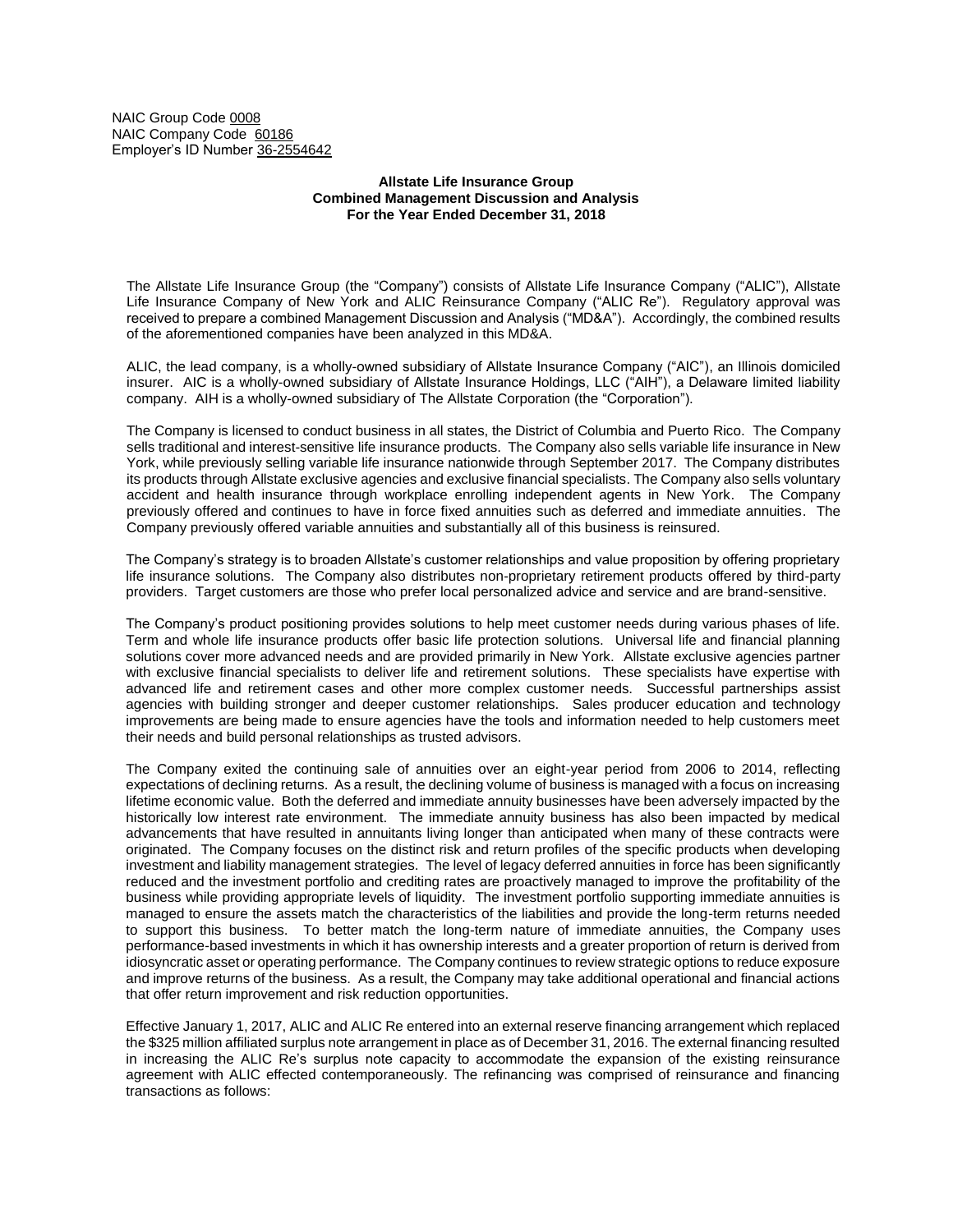NAIC Group Code 0008
NAIC Company Code 60186
Employer's ID Number 36-2554642

**Allstate Life Insurance Group**
**Combined Management Discussion and Analysis**
**For the Year Ended December 31, 2018**

The Allstate Life Insurance Group (the "Company") consists of Allstate Life Insurance Company ("ALIC"), Allstate Life Insurance Company of New York and ALIC Reinsurance Company ("ALIC Re"). Regulatory approval was received to prepare a combined Management Discussion and Analysis ("MD&A"). Accordingly, the combined results of the aforementioned companies have been analyzed in this MD&A.

ALIC, the lead company, is a wholly-owned subsidiary of Allstate Insurance Company ("AIC"), an Illinois domiciled insurer. AIC is a wholly-owned subsidiary of Allstate Insurance Holdings, LLC ("AIH"), a Delaware limited liability company. AIH is a wholly-owned subsidiary of The Allstate Corporation (the "Corporation").

The Company is licensed to conduct business in all states, the District of Columbia and Puerto Rico. The Company sells traditional and interest-sensitive life insurance products. The Company also sells variable life insurance in New York, while previously selling variable life insurance nationwide through September 2017. The Company distributes its products through Allstate exclusive agencies and exclusive financial specialists. The Company also sells voluntary accident and health insurance through workplace enrolling independent agents in New York. The Company previously offered and continues to have in force fixed annuities such as deferred and immediate annuities. The Company previously offered variable annuities and substantially all of this business is reinsured.

The Company's strategy is to broaden Allstate's customer relationships and value proposition by offering proprietary life insurance solutions. The Company also distributes non-proprietary retirement products offered by third-party providers. Target customers are those who prefer local personalized advice and service and are brand-sensitive.

The Company's product positioning provides solutions to help meet customer needs during various phases of life. Term and whole life insurance products offer basic life protection solutions. Universal life and financial planning solutions cover more advanced needs and are provided primarily in New York. Allstate exclusive agencies partner with exclusive financial specialists to deliver life and retirement solutions. These specialists have expertise with advanced life and retirement cases and other more complex customer needs. Successful partnerships assist agencies with building stronger and deeper customer relationships. Sales producer education and technology improvements are being made to ensure agencies have the tools and information needed to help customers meet their needs and build personal relationships as trusted advisors.

The Company exited the continuing sale of annuities over an eight-year period from 2006 to 2014, reflecting expectations of declining returns. As a result, the declining volume of business is managed with a focus on increasing lifetime economic value. Both the deferred and immediate annuity businesses have been adversely impacted by the historically low interest rate environment. The immediate annuity business has also been impacted by medical advancements that have resulted in annuitants living longer than anticipated when many of these contracts were originated. The Company focuses on the distinct risk and return profiles of the specific products when developing investment and liability management strategies. The level of legacy deferred annuities in force has been significantly reduced and the investment portfolio and crediting rates are proactively managed to improve the profitability of the business while providing appropriate levels of liquidity. The investment portfolio supporting immediate annuities is managed to ensure the assets match the characteristics of the liabilities and provide the long-term returns needed to support this business. To better match the long-term nature of immediate annuities, the Company uses performance-based investments in which it has ownership interests and a greater proportion of return is derived from idiosyncratic asset or operating performance. The Company continues to review strategic options to reduce exposure and improve returns of the business. As a result, the Company may take additional operational and financial actions that offer return improvement and risk reduction opportunities.

Effective January 1, 2017, ALIC and ALIC Re entered into an external reserve financing arrangement which replaced the $325 million affiliated surplus note arrangement in place as of December 31, 2016. The external financing resulted in increasing the ALIC Re's surplus note capacity to accommodate the expansion of the existing reinsurance agreement with ALIC effected contemporaneously. The refinancing was comprised of reinsurance and financing transactions as follows: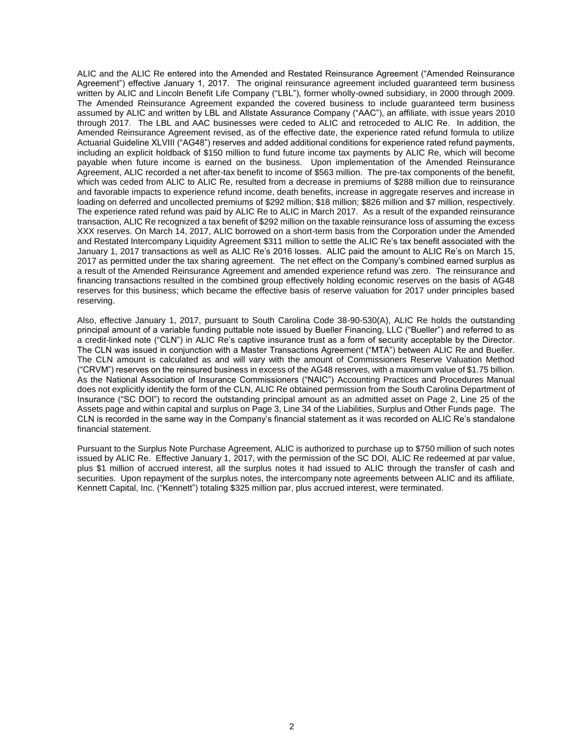ALIC and the ALIC Re entered into the Amended and Restated Reinsurance Agreement ("Amended Reinsurance Agreement") effective January 1, 2017. The original reinsurance agreement included guaranteed term business written by ALIC and Lincoln Benefit Life Company ("LBL"), former wholly-owned subsidiary, in 2000 through 2009. The Amended Reinsurance Agreement expanded the covered business to include guaranteed term business assumed by ALIC and written by LBL and Allstate Assurance Company ("AAC"), an affiliate, with issue years 2010 through 2017. The LBL and AAC businesses were ceded to ALIC and retroceded to ALIC Re. In addition, the Amended Reinsurance Agreement revised, as of the effective date, the experience rated refund formula to utilize Actuarial Guideline XLVIII ("AG48") reserves and added additional conditions for experience rated refund payments, including an explicit holdback of $150 million to fund future income tax payments by ALIC Re, which will become payable when future income is earned on the business. Upon implementation of the Amended Reinsurance Agreement, ALIC recorded a net after-tax benefit to income of $563 million. The pre-tax components of the benefit, which was ceded from ALIC to ALIC Re, resulted from a decrease in premiums of $288 million due to reinsurance and favorable impacts to experience refund income, death benefits, increase in aggregate reserves and increase in loading on deferred and uncollected premiums of $292 million; $18 million; $826 million and $7 million, respectively. The experience rated refund was paid by ALIC Re to ALIC in March 2017. As a result of the expanded reinsurance transaction, ALIC Re recognized a tax benefit of $292 million on the taxable reinsurance loss of assuming the excess XXX reserves. On March 14, 2017, ALIC borrowed on a short-term basis from the Corporation under the Amended and Restated Intercompany Liquidity Agreement $311 million to settle the ALIC Re's tax benefit associated with the January 1, 2017 transactions as well as ALIC Re's 2016 losses. ALIC paid the amount to ALIC Re's on March 15, 2017 as permitted under the tax sharing agreement. The net effect on the Company's combined earned surplus as a result of the Amended Reinsurance Agreement and amended experience refund was zero. The reinsurance and financing transactions resulted in the combined group effectively holding economic reserves on the basis of AG48 reserves for this business; which became the effective basis of reserve valuation for 2017 under principles based reserving.

Also, effective January 1, 2017, pursuant to South Carolina Code 38-90-530(A), ALIC Re holds the outstanding principal amount of a variable funding puttable note issued by Bueller Financing, LLC ("Bueller") and referred to as a credit-linked note ("CLN") in ALIC Re's captive insurance trust as a form of security acceptable by the Director. The CLN was issued in conjunction with a Master Transactions Agreement ("MTA") between ALIC Re and Bueller. The CLN amount is calculated as and will vary with the amount of Commissioners Reserve Valuation Method ("CRVM") reserves on the reinsured business in excess of the AG48 reserves, with a maximum value of $1.75 billion. As the National Association of Insurance Commissioners ("NAIC") Accounting Practices and Procedures Manual does not explicitly identify the form of the CLN, ALIC Re obtained permission from the South Carolina Department of Insurance ("SC DOI") to record the outstanding principal amount as an admitted asset on Page 2, Line 25 of the Assets page and within capital and surplus on Page 3, Line 34 of the Liabilities, Surplus and Other Funds page. The CLN is recorded in the same way in the Company's financial statement as it was recorded on ALIC Re's standalone financial statement.

Pursuant to the Surplus Note Purchase Agreement, ALIC is authorized to purchase up to $750 million of such notes issued by ALIC Re. Effective January 1, 2017, with the permission of the SC DOI, ALIC Re redeemed at par value, plus $1 million of accrued interest, all the surplus notes it had issued to ALIC through the transfer of cash and securities. Upon repayment of the surplus notes, the intercompany note agreements between ALIC and its affiliate, Kennett Capital, Inc. ("Kennett") totaling $325 million par, plus accrued interest, were terminated.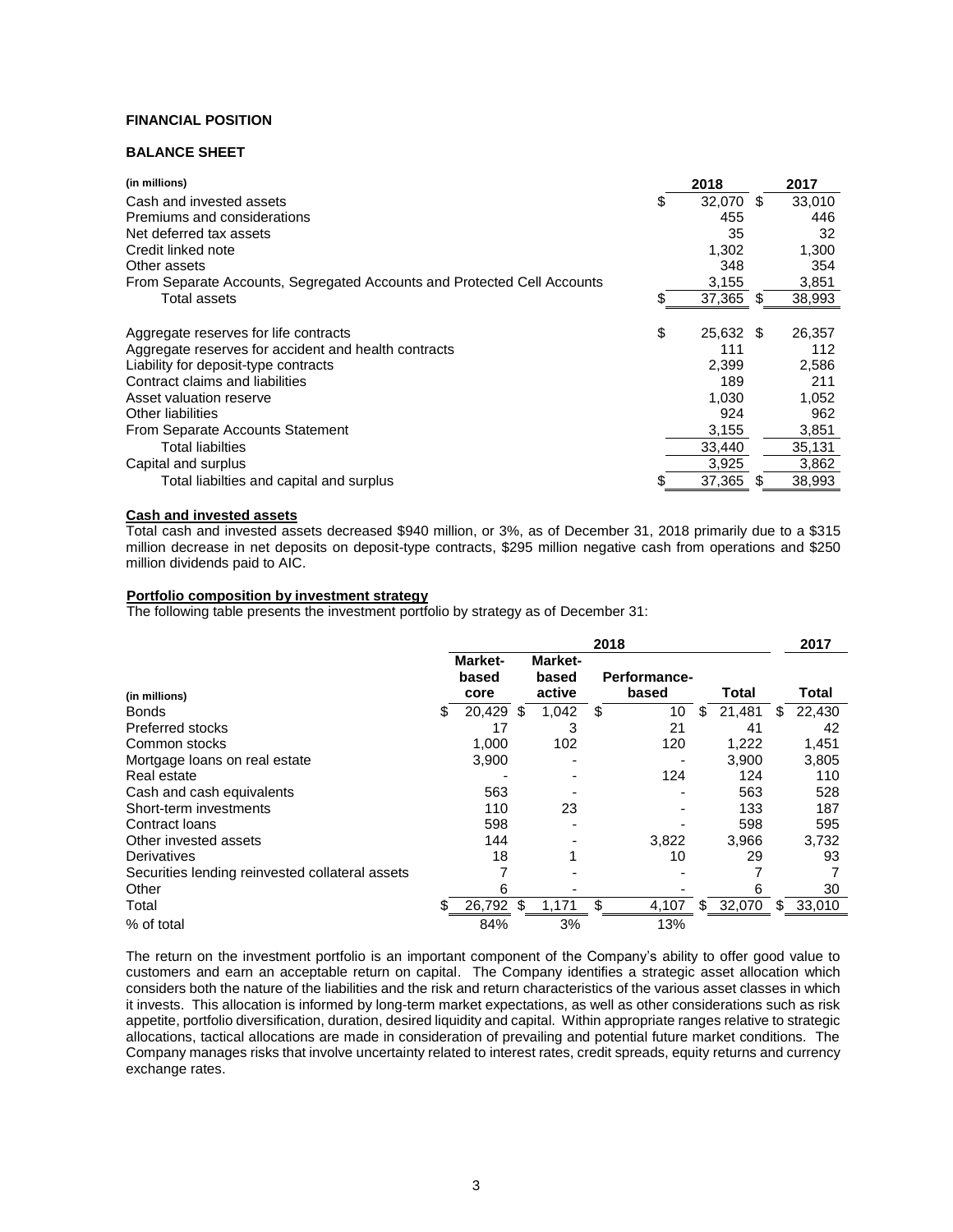# FINANCIAL POSITION

## BALANCE SHEET

| (in millions) | 2018 | 2017 |
|---|---|---|
| Cash and invested assets | $ 32,070 | $ 33,010 |
| Premiums and considerations | 455 | 446 |
| Net deferred tax assets | 35 | 32 |
| Credit linked note | 1,302 | 1,300 |
| Other assets | 348 | 354 |
| From Separate Accounts, Segregated Accounts and Protected Cell Accounts | 3,155 | 3,851 |
| Total assets | $ 37,365 | $ 38,993 |
| | | |
| Aggregate reserves for life contracts | $ 25,632 | $ 26,357 |
| Aggregate reserves for accident and health contracts | 111 | 112 |
| Liability for deposit-type contracts | 2,399 | 2,586 |
| Contract claims and liabilities | 189 | 211 |
| Asset valuation reserve | 1,030 | 1,052 |
| Other liabilities | 924 | 962 |
| From Separate Accounts Statement | 3,155 | 3,851 |
| Total liabilties | 33,440 | 35,131 |
| Capital and surplus | 3,925 | 3,862 |
| Total liabilties and capital and surplus | $ 37,365 | $ 38,993 |

**Cash and invested assets**

Total cash and invested assets decreased $940 million, or 3%, as of December 31, 2018 primarily due to a $315 million decrease in net deposits on deposit-type contracts, $295 million negative cash from operations and $250 million dividends paid to AIC.

**Portfolio composition by investment strategy**

The following table presents the investment portfolio by strategy as of December 31:

| | 2018 | | | | 2017 |
|---|---|---|---|---|---|
| (in millions) | Market-based core | Market-based active | Performance-based | Total | Total |
| Bonds | $ 20,429 | $ 1,042 | $ 10 | $ 21,481 | $ 22,430 |
| Preferred stocks | 17 | 3 | 21 | 41 | 42 |
| Common stocks | 1,000 | 102 | 120 | 1,222 | 1,451 |
| Mortgage loans on real estate | 3,900 | - | - | 3,900 | 3,805 |
| Real estate | - | - | 124 | 124 | 110 |
| Cash and cash equivalents | 563 | - | - | 563 | 528 |
| Short-term investments | 110 | 23 | - | 133 | 187 |
| Contract loans | 598 | - | - | 598 | 595 |
| Other invested assets | 144 | - | 3,822 | 3,966 | 3,732 |
| Derivatives | 18 | 1 | 10 | 29 | 93 |
| Securities lending reinvested collateral assets | 7 | - | - | 7 | 7 |
| Other | 6 | - | - | 6 | 30 |
| Total | $ 26,792 | $ 1,171 | $ 4,107 | $ 32,070 | $ 33,010 |
| % of total | 84% | 3% | 13% | | |

The return on the investment portfolio is an important component of the Company's ability to offer good value to customers and earn an acceptable return on capital. The Company identifies a strategic asset allocation which considers both the nature of the liabilities and the risk and return characteristics of the various asset classes in which it invests. This allocation is informed by long-term market expectations, as well as other considerations such as risk appetite, portfolio diversification, duration, desired liquidity and capital. Within appropriate ranges relative to strategic allocations, tactical allocations are made in consideration of prevailing and potential future market conditions. The Company manages risks that involve uncertainty related to interest rates, credit spreads, equity returns and currency exchange rates.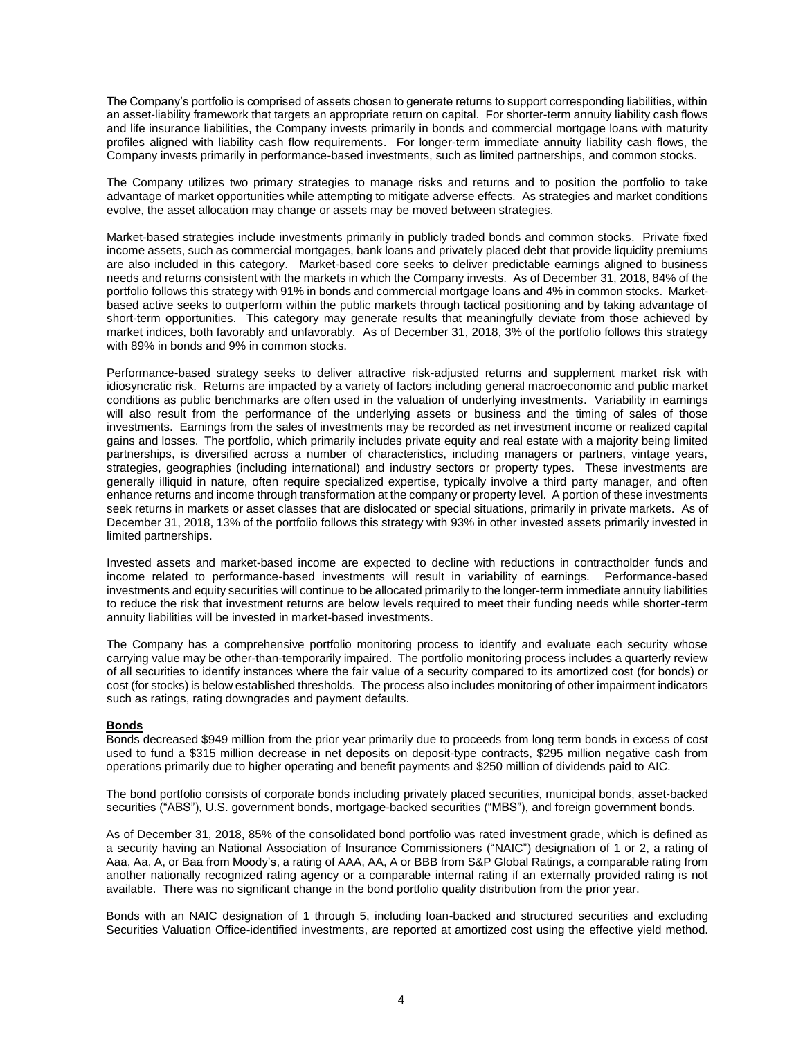The Company's portfolio is comprised of assets chosen to generate returns to support corresponding liabilities, within an asset-liability framework that targets an appropriate return on capital. For shorter-term annuity liability cash flows and life insurance liabilities, the Company invests primarily in bonds and commercial mortgage loans with maturity profiles aligned with liability cash flow requirements. For longer-term immediate annuity liability cash flows, the Company invests primarily in performance-based investments, such as limited partnerships, and common stocks.

The Company utilizes two primary strategies to manage risks and returns and to position the portfolio to take advantage of market opportunities while attempting to mitigate adverse effects. As strategies and market conditions evolve, the asset allocation may change or assets may be moved between strategies.

Market-based strategies include investments primarily in publicly traded bonds and common stocks. Private fixed income assets, such as commercial mortgages, bank loans and privately placed debt that provide liquidity premiums are also included in this category. Market-based core seeks to deliver predictable earnings aligned to business needs and returns consistent with the markets in which the Company invests. As of December 31, 2018, 84% of the portfolio follows this strategy with 91% in bonds and commercial mortgage loans and 4% in common stocks. Market-based active seeks to outperform within the public markets through tactical positioning and by taking advantage of short-term opportunities. This category may generate results that meaningfully deviate from those achieved by market indices, both favorably and unfavorably. As of December 31, 2018, 3% of the portfolio follows this strategy with 89% in bonds and 9% in common stocks.

Performance-based strategy seeks to deliver attractive risk-adjusted returns and supplement market risk with idiosyncratic risk. Returns are impacted by a variety of factors including general macroeconomic and public market conditions as public benchmarks are often used in the valuation of underlying investments. Variability in earnings will also result from the performance of the underlying assets or business and the timing of sales of those investments. Earnings from the sales of investments may be recorded as net investment income or realized capital gains and losses. The portfolio, which primarily includes private equity and real estate with a majority being limited partnerships, is diversified across a number of characteristics, including managers or partners, vintage years, strategies, geographies (including international) and industry sectors or property types. These investments are generally illiquid in nature, often require specialized expertise, typically involve a third party manager, and often enhance returns and income through transformation at the company or property level. A portion of these investments seek returns in markets or asset classes that are dislocated or special situations, primarily in private markets. As of December 31, 2018, 13% of the portfolio follows this strategy with 93% in other invested assets primarily invested in limited partnerships.

Invested assets and market-based income are expected to decline with reductions in contractholder funds and income related to performance-based investments will result in variability of earnings. Performance-based investments and equity securities will continue to be allocated primarily to the longer-term immediate annuity liabilities to reduce the risk that investment returns are below levels required to meet their funding needs while shorter-term annuity liabilities will be invested in market-based investments.

The Company has a comprehensive portfolio monitoring process to identify and evaluate each security whose carrying value may be other-than-temporarily impaired. The portfolio monitoring process includes a quarterly review of all securities to identify instances where the fair value of a security compared to its amortized cost (for bonds) or cost (for stocks) is below established thresholds. The process also includes monitoring of other impairment indicators such as ratings, rating downgrades and payment defaults.

**Bonds**

Bonds decreased $949 million from the prior year primarily due to proceeds from long term bonds in excess of cost used to fund a $315 million decrease in net deposits on deposit-type contracts, $295 million negative cash from operations primarily due to higher operating and benefit payments and $250 million of dividends paid to AIC.

The bond portfolio consists of corporate bonds including privately placed securities, municipal bonds, asset-backed securities ("ABS"), U.S. government bonds, mortgage-backed securities ("MBS"), and foreign government bonds.

As of December 31, 2018, 85% of the consolidated bond portfolio was rated investment grade, which is defined as a security having an National Association of Insurance Commissioners ("NAIC") designation of 1 or 2, a rating of Aaa, Aa, A, or Baa from Moody's, a rating of AAA, AA, A or BBB from S&P Global Ratings, a comparable rating from another nationally recognized rating agency or a comparable internal rating if an externally provided rating is not available. There was no significant change in the bond portfolio quality distribution from the prior year.

Bonds with an NAIC designation of 1 through 5, including loan-backed and structured securities and excluding Securities Valuation Office-identified investments, are reported at amortized cost using the effective yield method.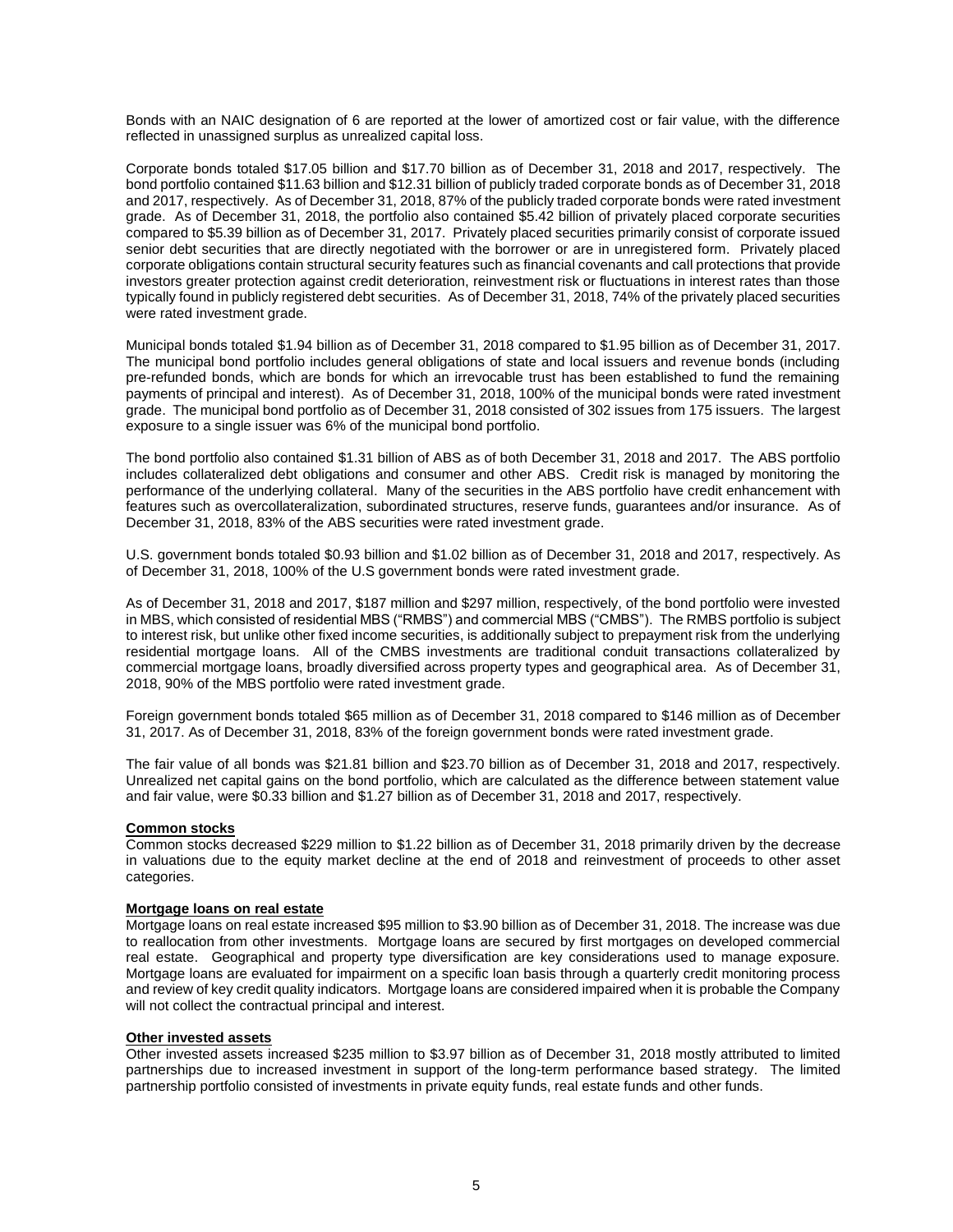Bonds with an NAIC designation of 6 are reported at the lower of amortized cost or fair value, with the difference reflected in unassigned surplus as unrealized capital loss.

Corporate bonds totaled $17.05 billion and $17.70 billion as of December 31, 2018 and 2017, respectively. The bond portfolio contained $11.63 billion and $12.31 billion of publicly traded corporate bonds as of December 31, 2018 and 2017, respectively. As of December 31, 2018, 87% of the publicly traded corporate bonds were rated investment grade. As of December 31, 2018, the portfolio also contained $5.42 billion of privately placed corporate securities compared to $5.39 billion as of December 31, 2017. Privately placed securities primarily consist of corporate issued senior debt securities that are directly negotiated with the borrower or are in unregistered form. Privately placed corporate obligations contain structural security features such as financial covenants and call protections that provide investors greater protection against credit deterioration, reinvestment risk or fluctuations in interest rates than those typically found in publicly registered debt securities. As of December 31, 2018, 74% of the privately placed securities were rated investment grade.

Municipal bonds totaled $1.94 billion as of December 31, 2018 compared to $1.95 billion as of December 31, 2017. The municipal bond portfolio includes general obligations of state and local issuers and revenue bonds (including pre-refunded bonds, which are bonds for which an irrevocable trust has been established to fund the remaining payments of principal and interest). As of December 31, 2018, 100% of the municipal bonds were rated investment grade. The municipal bond portfolio as of December 31, 2018 consisted of 302 issues from 175 issuers. The largest exposure to a single issuer was 6% of the municipal bond portfolio.

The bond portfolio also contained $1.31 billion of ABS as of both December 31, 2018 and 2017. The ABS portfolio includes collateralized debt obligations and consumer and other ABS. Credit risk is managed by monitoring the performance of the underlying collateral. Many of the securities in the ABS portfolio have credit enhancement with features such as overcollateralization, subordinated structures, reserve funds, guarantees and/or insurance. As of December 31, 2018, 83% of the ABS securities were rated investment grade.

U.S. government bonds totaled $0.93 billion and $1.02 billion as of December 31, 2018 and 2017, respectively. As of December 31, 2018, 100% of the U.S government bonds were rated investment grade.

As of December 31, 2018 and 2017, $187 million and $297 million, respectively, of the bond portfolio were invested in MBS, which consisted of residential MBS ("RMBS") and commercial MBS ("CMBS"). The RMBS portfolio is subject to interest risk, but unlike other fixed income securities, is additionally subject to prepayment risk from the underlying residential mortgage loans. All of the CMBS investments are traditional conduit transactions collateralized by commercial mortgage loans, broadly diversified across property types and geographical area. As of December 31, 2018, 90% of the MBS portfolio were rated investment grade.

Foreign government bonds totaled $65 million as of December 31, 2018 compared to $146 million as of December 31, 2017. As of December 31, 2018, 83% of the foreign government bonds were rated investment grade.

The fair value of all bonds was $21.81 billion and $23.70 billion as of December 31, 2018 and 2017, respectively. Unrealized net capital gains on the bond portfolio, which are calculated as the difference between statement value and fair value, were $0.33 billion and $1.27 billion as of December 31, 2018 and 2017, respectively.

**Common stocks**

Common stocks decreased $229 million to $1.22 billion as of December 31, 2018 primarily driven by the decrease in valuations due to the equity market decline at the end of 2018 and reinvestment of proceeds to other asset categories.

**Mortgage loans on real estate**

Mortgage loans on real estate increased $95 million to $3.90 billion as of December 31, 2018. The increase was due to reallocation from other investments. Mortgage loans are secured by first mortgages on developed commercial real estate. Geographical and property type diversification are key considerations used to manage exposure. Mortgage loans are evaluated for impairment on a specific loan basis through a quarterly credit monitoring process and review of key credit quality indicators. Mortgage loans are considered impaired when it is probable the Company will not collect the contractual principal and interest.

**Other invested assets**

Other invested assets increased $235 million to $3.97 billion as of December 31, 2018 mostly attributed to limited partnerships due to increased investment in support of the long-term performance based strategy. The limited partnership portfolio consisted of investments in private equity funds, real estate funds and other funds.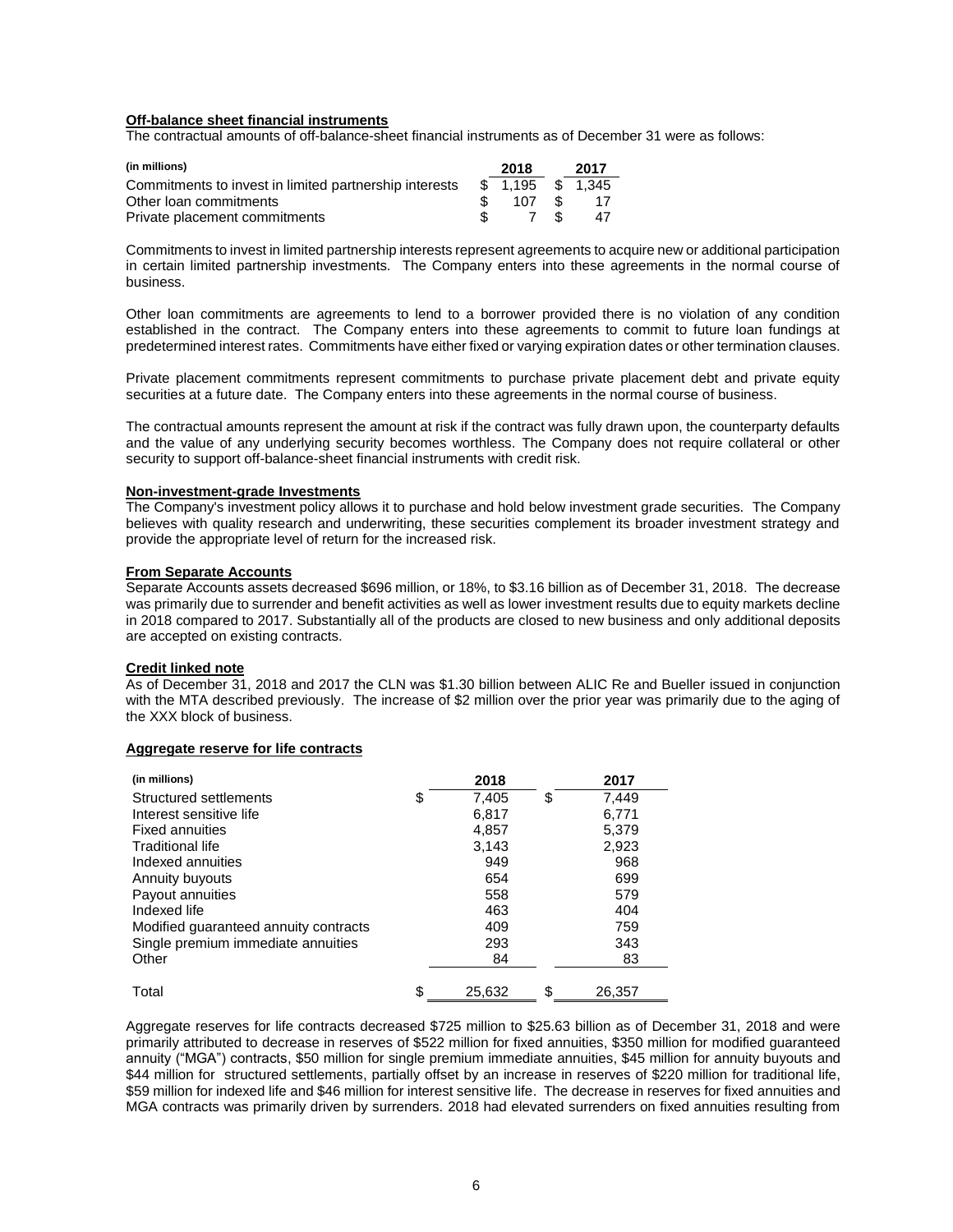**Off-balance sheet financial instruments**

The contractual amounts of off-balance-sheet financial instruments as of December 31 were as follows:

| (in millions) | 2018 | 2017 |
|---|---|---|
| Commitments to invest in limited partnership interests | $ 1,195 | $ 1,345 |
| Other loan commitments | $ 107 | $ 17 |
| Private placement commitments | $ 7 | $ 47 |

Commitments to invest in limited partnership interests represent agreements to acquire new or additional participation in certain limited partnership investments. The Company enters into these agreements in the normal course of business.

Other loan commitments are agreements to lend to a borrower provided there is no violation of any condition established in the contract. The Company enters into these agreements to commit to future loan fundings at predetermined interest rates. Commitments have either fixed or varying expiration dates or other termination clauses.

Private placement commitments represent commitments to purchase private placement debt and private equity securities at a future date. The Company enters into these agreements in the normal course of business.

The contractual amounts represent the amount at risk if the contract was fully drawn upon, the counterparty defaults and the value of any underlying security becomes worthless. The Company does not require collateral or other security to support off-balance-sheet financial instruments with credit risk.

**Non-investment-grade Investments**

The Company's investment policy allows it to purchase and hold below investment grade securities. The Company believes with quality research and underwriting, these securities complement its broader investment strategy and provide the appropriate level of return for the increased risk.

**From Separate Accounts**

Separate Accounts assets decreased $696 million, or 18%, to $3.16 billion as of December 31, 2018. The decrease was primarily due to surrender and benefit activities as well as lower investment results due to equity markets decline in 2018 compared to 2017. Substantially all of the products are closed to new business and only additional deposits are accepted on existing contracts.

**Credit linked note**

As of December 31, 2018 and 2017 the CLN was $1.30 billion between ALIC Re and Bueller issued in conjunction with the MTA described previously. The increase of $2 million over the prior year was primarily due to the aging of the XXX block of business.

**Aggregate reserve for life contracts**

| (in millions) | 2018 | 2017 |
|---|---|---|
| Structured settlements | $ 7,405 | $ 7,449 |
| Interest sensitive life | 6,817 | 6,771 |
| Fixed annuities | 4,857 | 5,379 |
| Traditional life | 3,143 | 2,923 |
| Indexed annuities | 949 | 968 |
| Annuity buyouts | 654 | 699 |
| Payout annuities | 558 | 579 |
| Indexed life | 463 | 404 |
| Modified guaranteed annuity contracts | 409 | 759 |
| Single premium immediate annuities | 293 | 343 |
| Other | 84 | 83 |
| Total | $ 25,632 | $ 26,357 |

Aggregate reserves for life contracts decreased $725 million to $25.63 billion as of December 31, 2018 and were primarily attributed to decrease in reserves of $522 million for fixed annuities, $350 million for modified guaranteed annuity ("MGA") contracts, $50 million for single premium immediate annuities, $45 million for annuity buyouts and $44 million for structured settlements, partially offset by an increase in reserves of $220 million for traditional life, $59 million for indexed life and $46 million for interest sensitive life. The decrease in reserves for fixed annuities and MGA contracts was primarily driven by surrenders. 2018 had elevated surrenders on fixed annuities resulting from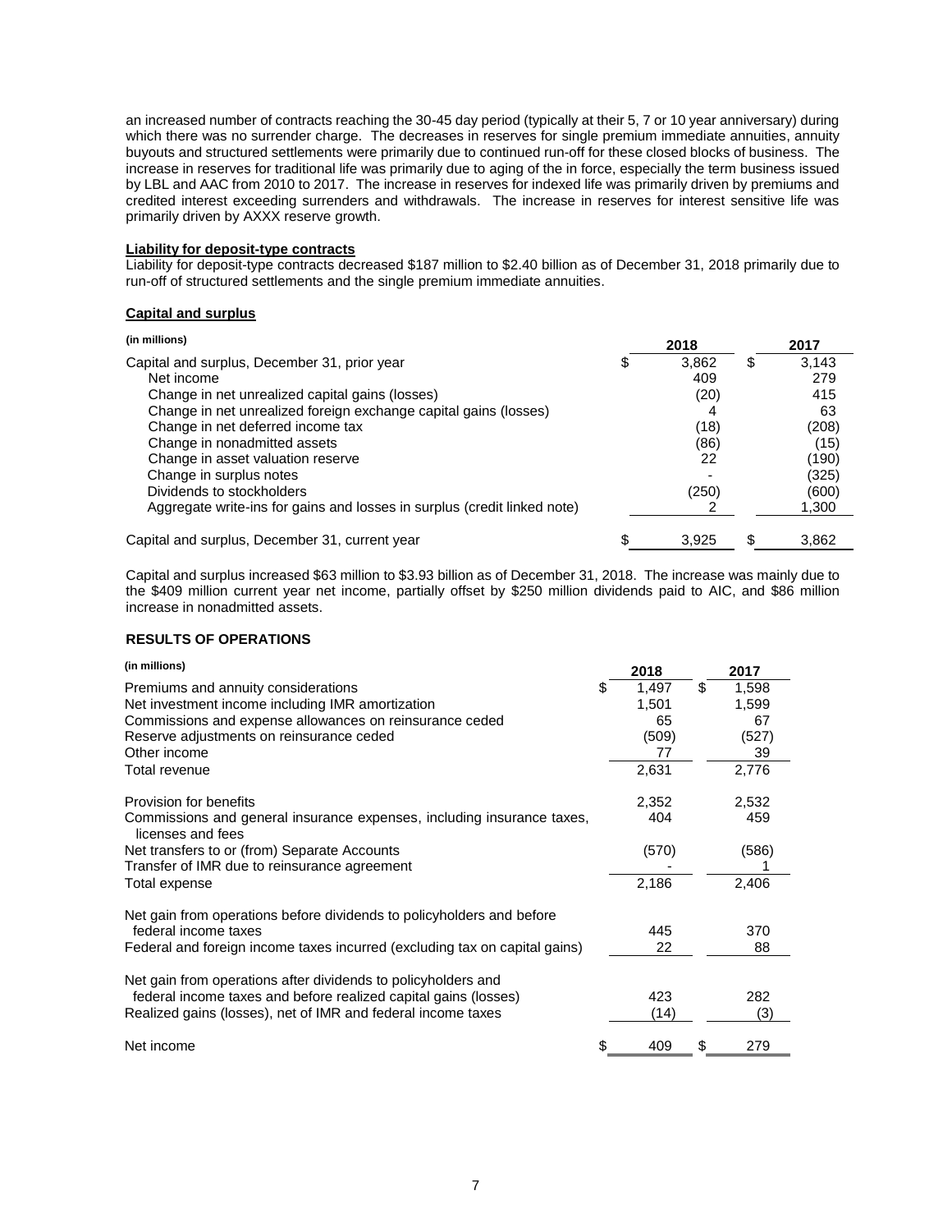an increased number of contracts reaching the 30-45 day period (typically at their 5, 7 or 10 year anniversary) during which there was no surrender charge. The decreases in reserves for single premium immediate annuities, annuity buyouts and structured settlements were primarily due to continued run-off for these closed blocks of business. The increase in reserves for traditional life was primarily due to aging of the in force, especially the term business issued by LBL and AAC from 2010 to 2017. The increase in reserves for indexed life was primarily driven by premiums and credited interest exceeding surrenders and withdrawals. The increase in reserves for interest sensitive life was primarily driven by AXXX reserve growth.

**Liability for deposit-type contracts**

Liability for deposit-type contracts decreased $187 million to $2.40 billion as of December 31, 2018 primarily due to run-off of structured settlements and the single premium immediate annuities.

**Capital and surplus**

| (in millions) | 2018 | 2017 |
|---|---|---|
| Capital and surplus, December 31, prior year | $ 3,862 | $ 3,143 |
| Net income | 409 | 279 |
| Change in net unrealized capital gains (losses) | (20) | 415 |
| Change in net unrealized foreign exchange capital gains (losses) | 4 | 63 |
| Change in net deferred income tax | (18) | (208) |
| Change in nonadmitted assets | (86) | (15) |
| Change in asset valuation reserve | 22 | (190) |
| Change in surplus notes | - | (325) |
| Dividends to stockholders | (250) | (600) |
| Aggregate write-ins for gains and losses in surplus (credit linked note) | 2 | 1,300 |
| Capital and surplus, December 31, current year | $ 3,925 | $ 3,862 |

Capital and surplus increased $63 million to $3.93 billion as of December 31, 2018. The increase was mainly due to the $409 million current year net income, partially offset by $250 million dividends paid to AIC, and $86 million increase in nonadmitted assets.

**RESULTS OF OPERATIONS**

| (in millions) | 2018 | 2017 |
|---|---|---|
| Premiums and annuity considerations | $ 1,497 | $ 1,598 |
| Net investment income including IMR amortization | 1,501 | 1,599 |
| Commissions and expense allowances on reinsurance ceded | 65 | 67 |
| Reserve adjustments on reinsurance ceded | (509) | (527) |
| Other income | 77 | 39 |
| Total revenue | 2,631 | 2,776 |
| Provision for benefits | 2,352 | 2,532 |
| Commissions and general insurance expenses, including insurance taxes, licenses and fees | 404 | 459 |
| Net transfers to or (from) Separate Accounts | (570) | (586) |
| Transfer of IMR due to reinsurance agreement | - | 1 |
| Total expense | 2,186 | 2,406 |
| Net gain from operations before dividends to policyholders and before federal income taxes | 445 | 370 |
| Federal and foreign income taxes incurred (excluding tax on capital gains) | 22 | 88 |
| Net gain from operations after dividends to policyholders and federal income taxes and before realized capital gains (losses) | 423 | 282 |
| Realized gains (losses), net of IMR and federal income taxes | (14) | (3) |
| Net income | $ 409 | $ 279 |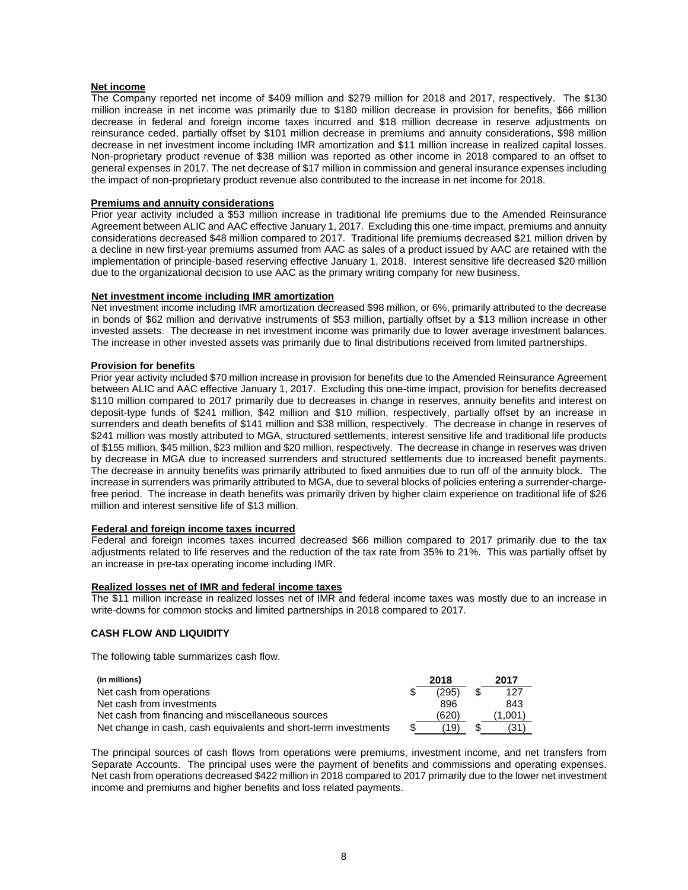**Net income**

The Company reported net income of $409 million and $279 million for 2018 and 2017, respectively. The $130 million increase in net income was primarily due to $180 million decrease in provision for benefits, $66 million decrease in federal and foreign income taxes incurred and $18 million decrease in reserve adjustments on reinsurance ceded, partially offset by $101 million decrease in premiums and annuity considerations, $98 million decrease in net investment income including IMR amortization and $11 million increase in realized capital losses. Non-proprietary product revenue of $38 million was reported as other income in 2018 compared to an offset to general expenses in 2017. The net decrease of $17 million in commission and general insurance expenses including the impact of non-proprietary product revenue also contributed to the increase in net income for 2018.

**Premiums and annuity considerations**

Prior year activity included a $53 million increase in traditional life premiums due to the Amended Reinsurance Agreement between ALIC and AAC effective January 1, 2017. Excluding this one-time impact, premiums and annuity considerations decreased $48 million compared to 2017. Traditional life premiums decreased $21 million driven by a decline in new first-year premiums assumed from AAC as sales of a product issued by AAC are retained with the implementation of principle-based reserving effective January 1, 2018. Interest sensitive life decreased $20 million due to the organizational decision to use AAC as the primary writing company for new business.

**Net investment income including IMR amortization**

Net investment income including IMR amortization decreased $98 million, or 6%, primarily attributed to the decrease in bonds of $62 million and derivative instruments of $53 million, partially offset by a $13 million increase in other invested assets. The decrease in net investment income was primarily due to lower average investment balances. The increase in other invested assets was primarily due to final distributions received from limited partnerships.

**Provision for benefits**

Prior year activity included $70 million increase in provision for benefits due to the Amended Reinsurance Agreement between ALIC and AAC effective January 1, 2017. Excluding this one-time impact, provision for benefits decreased $110 million compared to 2017 primarily due to decreases in change in reserves, annuity benefits and interest on deposit-type funds of $241 million, $42 million and $10 million, respectively, partially offset by an increase in surrenders and death benefits of $141 million and $38 million, respectively. The decrease in change in reserves of $241 million was mostly attributed to MGA, structured settlements, interest sensitive life and traditional life products of $155 million, $45 million, $23 million and $20 million, respectively. The decrease in change in reserves was driven by decrease in MGA due to increased surrenders and structured settlements due to increased benefit payments. The decrease in annuity benefits was primarily attributed to fixed annuities due to run off of the annuity block. The increase in surrenders was primarily attributed to MGA, due to several blocks of policies entering a surrender-charge-free period. The increase in death benefits was primarily driven by higher claim experience on traditional life of $26 million and interest sensitive life of $13 million.

**Federal and foreign income taxes incurred**

Federal and foreign incomes taxes incurred decreased $66 million compared to 2017 primarily due to the tax adjustments related to life reserves and the reduction of the tax rate from 35% to 21%. This was partially offset by an increase in pre-tax operating income including IMR.

**Realized losses net of IMR and federal income taxes**

The $11 million increase in realized losses net of IMR and federal income taxes was mostly due to an increase in write-downs for common stocks and limited partnerships in 2018 compared to 2017.

**CASH FLOW AND LIQUIDITY**

The following table summarizes cash flow.

| (in millions) | 2018 | 2017 |
|---|---|---|
| Net cash from operations | $ (295) | $ 127 |
| Net cash from investments | 896 | 843 |
| Net cash from financing and miscellaneous sources | (620) | (1,001) |
| Net change in cash, cash equivalents and short-term investments | $ (19) | $ (31) |

The principal sources of cash flows from operations were premiums, investment income, and net transfers from Separate Accounts. The principal uses were the payment of benefits and commissions and operating expenses. Net cash from operations decreased $422 million in 2018 compared to 2017 primarily due to the lower net investment income and premiums and higher benefits and loss related payments.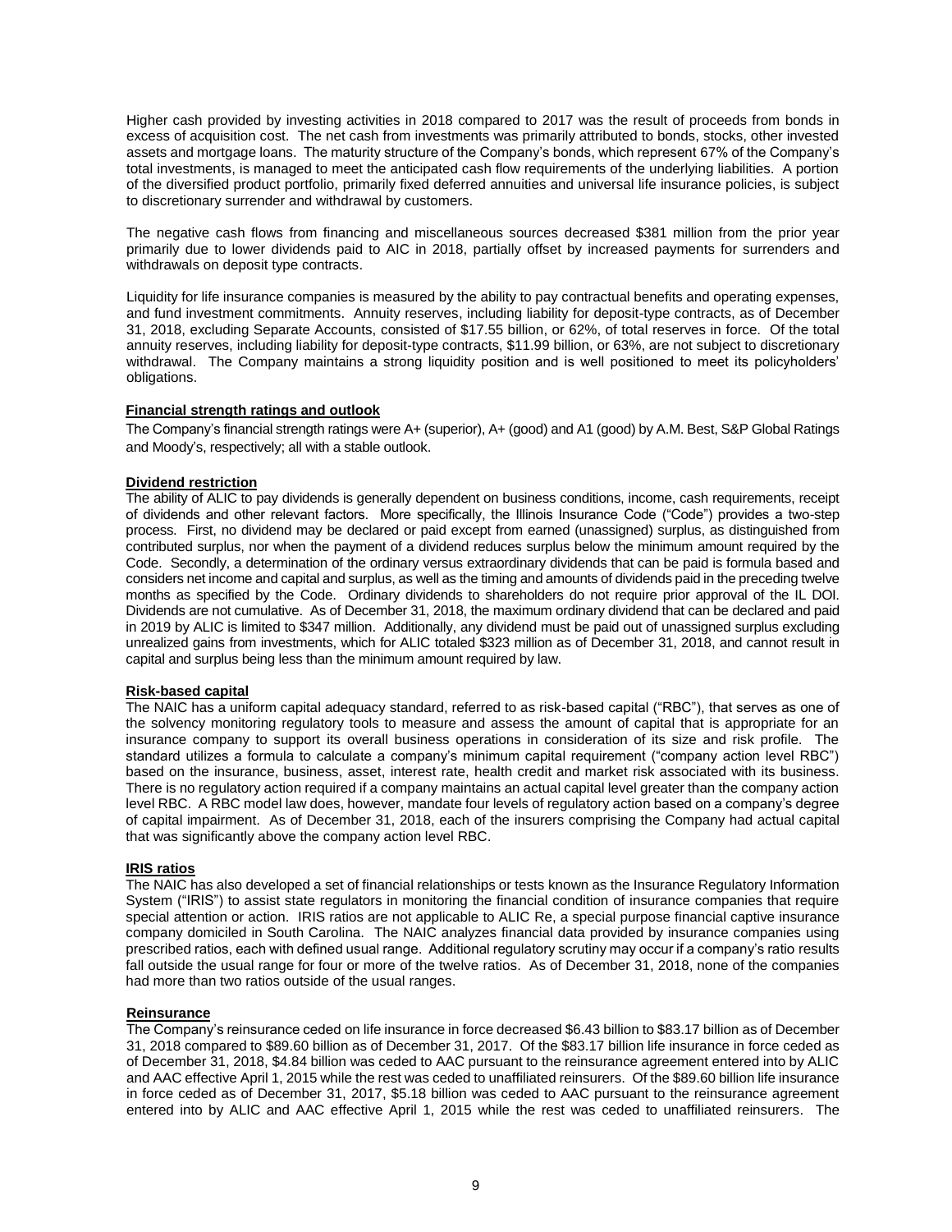Higher cash provided by investing activities in 2018 compared to 2017 was the result of proceeds from bonds in excess of acquisition cost. The net cash from investments was primarily attributed to bonds, stocks, other invested assets and mortgage loans. The maturity structure of the Company's bonds, which represent 67% of the Company's total investments, is managed to meet the anticipated cash flow requirements of the underlying liabilities. A portion of the diversified product portfolio, primarily fixed deferred annuities and universal life insurance policies, is subject to discretionary surrender and withdrawal by customers.

The negative cash flows from financing and miscellaneous sources decreased $381 million from the prior year primarily due to lower dividends paid to AIC in 2018, partially offset by increased payments for surrenders and withdrawals on deposit type contracts.

Liquidity for life insurance companies is measured by the ability to pay contractual benefits and operating expenses, and fund investment commitments. Annuity reserves, including liability for deposit-type contracts, as of December 31, 2018, excluding Separate Accounts, consisted of $17.55 billion, or 62%, of total reserves in force. Of the total annuity reserves, including liability for deposit-type contracts, $11.99 billion, or 63%, are not subject to discretionary withdrawal. The Company maintains a strong liquidity position and is well positioned to meet its policyholders' obligations.

**Financial strength ratings and outlook**

The Company's financial strength ratings were A+ (superior), A+ (good) and A1 (good) by A.M. Best, S&P Global Ratings and Moody's, respectively; all with a stable outlook.

**Dividend restriction**

The ability of ALIC to pay dividends is generally dependent on business conditions, income, cash requirements, receipt of dividends and other relevant factors. More specifically, the Illinois Insurance Code ("Code") provides a two-step process. First, no dividend may be declared or paid except from earned (unassigned) surplus, as distinguished from contributed surplus, nor when the payment of a dividend reduces surplus below the minimum amount required by the Code. Secondly, a determination of the ordinary versus extraordinary dividends that can be paid is formula based and considers net income and capital and surplus, as well as the timing and amounts of dividends paid in the preceding twelve months as specified by the Code. Ordinary dividends to shareholders do not require prior approval of the IL DOI. Dividends are not cumulative. As of December 31, 2018, the maximum ordinary dividend that can be declared and paid in 2019 by ALIC is limited to $347 million. Additionally, any dividend must be paid out of unassigned surplus excluding unrealized gains from investments, which for ALIC totaled $323 million as of December 31, 2018, and cannot result in capital and surplus being less than the minimum amount required by law.

**Risk-based capital**

The NAIC has a uniform capital adequacy standard, referred to as risk-based capital ("RBC"), that serves as one of the solvency monitoring regulatory tools to measure and assess the amount of capital that is appropriate for an insurance company to support its overall business operations in consideration of its size and risk profile. The standard utilizes a formula to calculate a company's minimum capital requirement ("company action level RBC") based on the insurance, business, asset, interest rate, health credit and market risk associated with its business. There is no regulatory action required if a company maintains an actual capital level greater than the company action level RBC. A RBC model law does, however, mandate four levels of regulatory action based on a company's degree of capital impairment. As of December 31, 2018, each of the insurers comprising the Company had actual capital that was significantly above the company action level RBC.

**IRIS ratios**

The NAIC has also developed a set of financial relationships or tests known as the Insurance Regulatory Information System ("IRIS") to assist state regulators in monitoring the financial condition of insurance companies that require special attention or action. IRIS ratios are not applicable to ALIC Re, a special purpose financial captive insurance company domiciled in South Carolina. The NAIC analyzes financial data provided by insurance companies using prescribed ratios, each with defined usual range. Additional regulatory scrutiny may occur if a company's ratio results fall outside the usual range for four or more of the twelve ratios. As of December 31, 2018, none of the companies had more than two ratios outside of the usual ranges.

**Reinsurance**

The Company's reinsurance ceded on life insurance in force decreased $6.43 billion to $83.17 billion as of December 31, 2018 compared to $89.60 billion as of December 31, 2017. Of the $83.17 billion life insurance in force ceded as of December 31, 2018, $4.84 billion was ceded to AAC pursuant to the reinsurance agreement entered into by ALIC and AAC effective April 1, 2015 while the rest was ceded to unaffiliated reinsurers. Of the $89.60 billion life insurance in force ceded as of December 31, 2017, $5.18 billion was ceded to AAC pursuant to the reinsurance agreement entered into by ALIC and AAC effective April 1, 2015 while the rest was ceded to unaffiliated reinsurers. The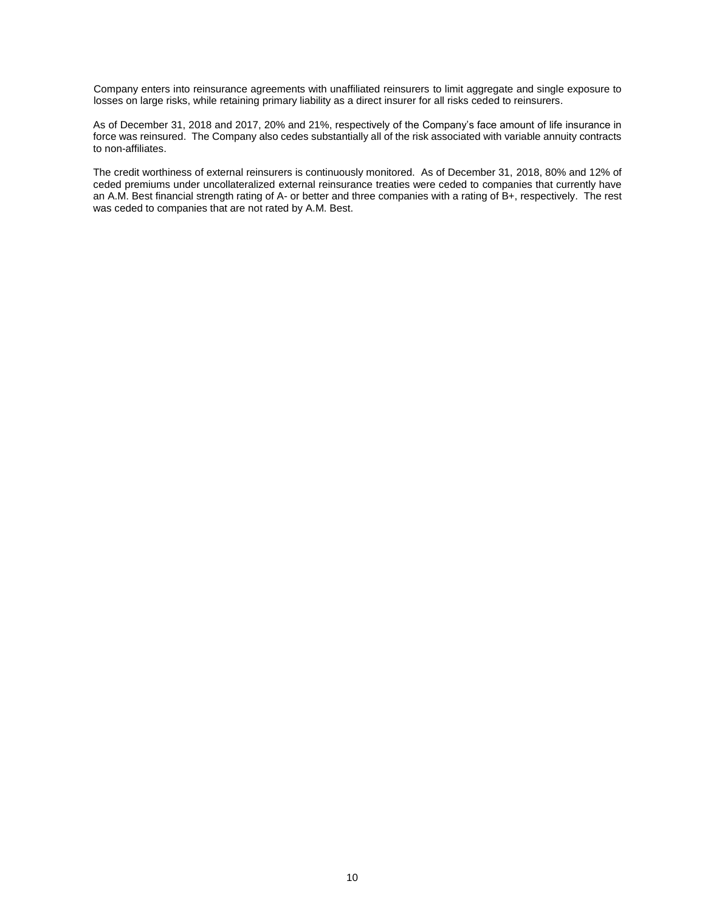Company enters into reinsurance agreements with unaffiliated reinsurers to limit aggregate and single exposure to losses on large risks, while retaining primary liability as a direct insurer for all risks ceded to reinsurers.

As of December 31, 2018 and 2017, 20% and 21%, respectively of the Company's face amount of life insurance in force was reinsured. The Company also cedes substantially all of the risk associated with variable annuity contracts to non-affiliates.

The credit worthiness of external reinsurers is continuously monitored. As of December 31, 2018, 80% and 12% of ceded premiums under uncollateralized external reinsurance treaties were ceded to companies that currently have an A.M. Best financial strength rating of A- or better and three companies with a rating of B+, respectively. The rest was ceded to companies that are not rated by A.M. Best.